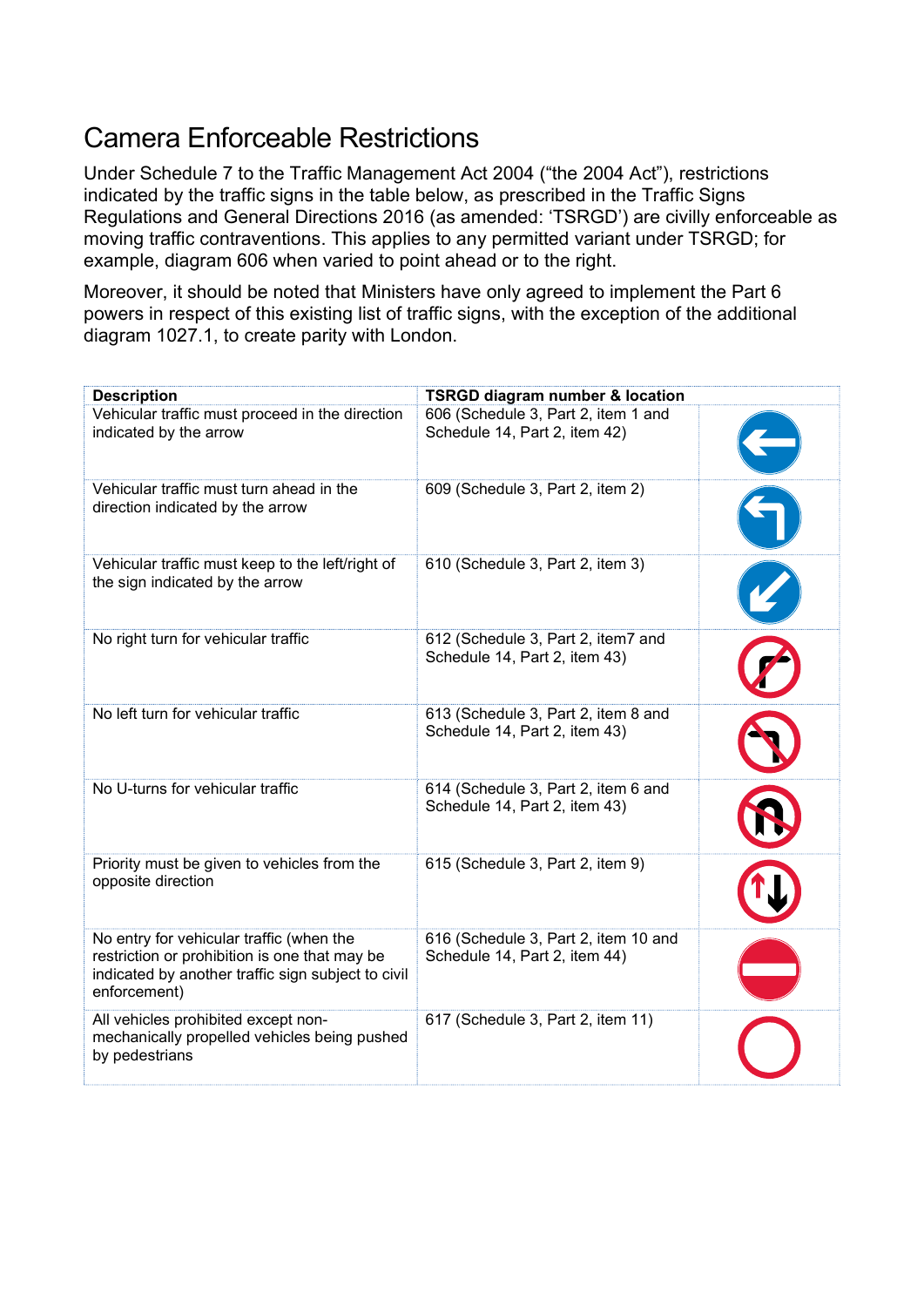# Camera Enforceable Restrictions

Under Schedule 7 to the Traffic Management Act 2004 ("the 2004 Act"), restrictions indicated by the traffic signs in the table below, as prescribed in the Traffic Signs Regulations and General Directions 2016 (as amended: 'TSRGD') are civilly enforceable as moving traffic contraventions. This applies to any permitted variant under TSRGD; for example, diagram 606 when varied to point ahead or to the right.

Moreover, it should be noted that Ministers have only agreed to implement the Part 6 powers in respect of this existing list of traffic signs, with the exception of the additional diagram 1027.1, to create parity with London.

| Description | TSRGD diagram number & location | |
|---|---|---|
| Vehicular traffic must proceed in the direction indicated by the arrow | 606 (Schedule 3, Part 2, item 1 and Schedule 14, Part 2, item 42) | |
| Vehicular traffic must turn ahead in the direction indicated by the arrow | 609 (Schedule 3, Part 2, item 2) | |
| Vehicular traffic must keep to the left/right of the sign indicated by the arrow | 610 (Schedule 3, Part 2, item 3) | |
| No right turn for vehicular traffic | 612 (Schedule 3, Part 2, item7 and Schedule 14, Part 2, item 43) | |
| No left turn for vehicular traffic | 613 (Schedule 3, Part 2, item 8 and Schedule 14, Part 2, item 43) | |
| No U-turns for vehicular traffic | 614 (Schedule 3, Part 2, item 6 and Schedule 14, Part 2, item 43) | |
| Priority must be given to vehicles from the opposite direction | 615 (Schedule 3, Part 2, item 9) | |
| No entry for vehicular traffic (when the restriction or prohibition is one that may be indicated by another traffic sign subject to civil enforcement) | 616 (Schedule 3, Part 2, item 10 and Schedule 14, Part 2, item 44) | |
| All vehicles prohibited except non-mechanically propelled vehicles being pushed by pedestrians | 617 (Schedule 3, Part 2, item 11) | |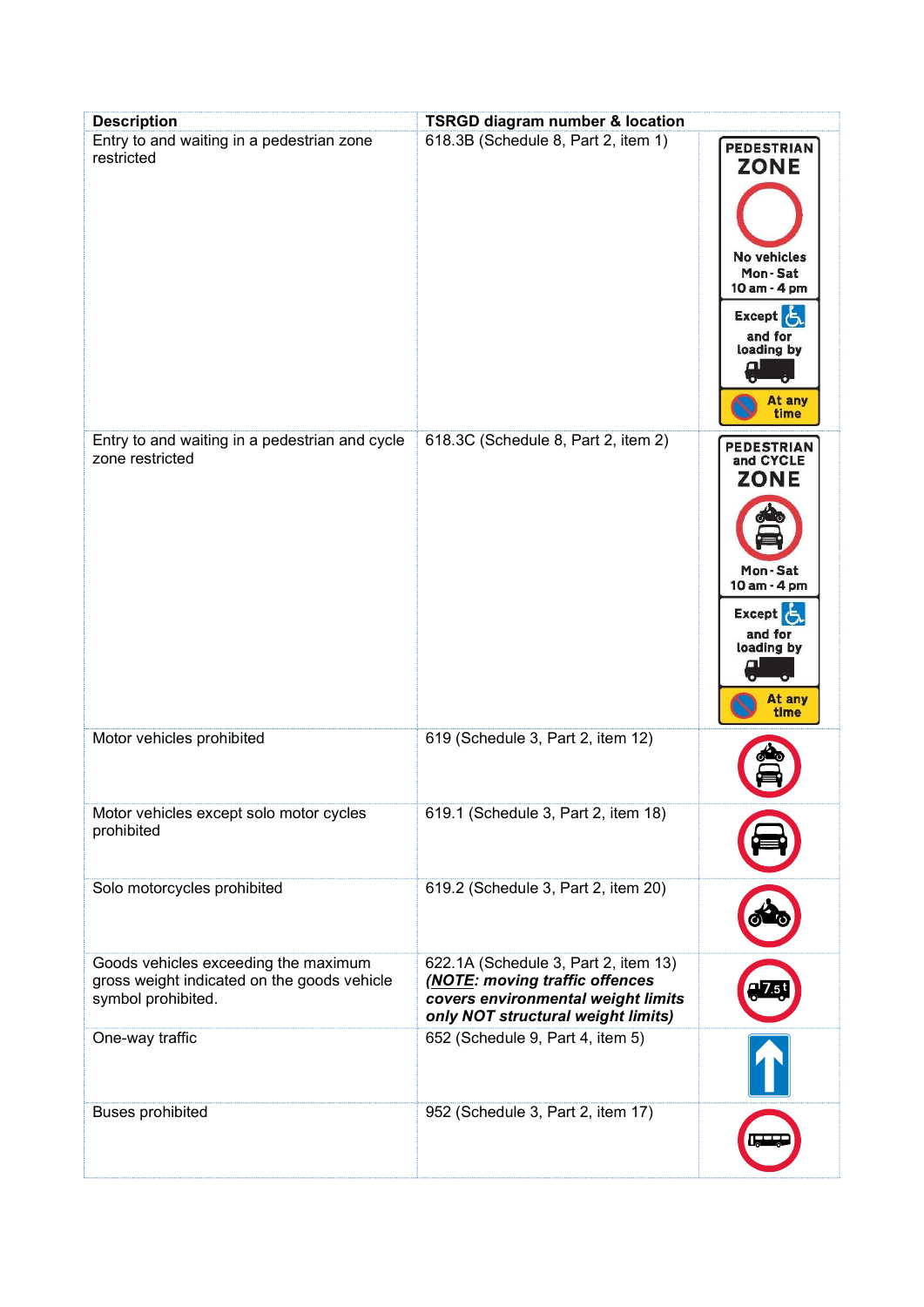| Description | TSRGD diagram number & location | |
|---|---|---|
| Entry to and waiting in a pedestrian zone restricted | 618.3B (Schedule 8, Part 2, item 1) | PEDESTRIAN ZONE No vehicles Mon - Sat 10 am - 4 pm Except and for loading by At any time |
| Entry to and waiting in a pedestrian and cycle zone restricted | 618.3C (Schedule 8, Part 2, item 2) | PEDESTRIAN and CYCLE ZONE Mon - Sat 10 am - 4 pm Except and for loading by At any time |
| Motor vehicles prohibited | 619 (Schedule 3, Part 2, item 12) | |
| Motor vehicles except solo motor cycles prohibited | 619.1 (Schedule 3, Part 2, item 18) | |
| Solo motorcycles prohibited | 619.2 (Schedule 3, Part 2, item 20) | |
| Goods vehicles exceeding the maximum gross weight indicated on the goods vehicle symbol prohibited. | 622.1A (Schedule 3, Part 2, item 13) ***(NOTE: moving traffic offences covers environmental weight limits only NOT structural weight limits)*** | 7.5t |
| One-way traffic | 652 (Schedule 9, Part 4, item 5) | |
| Buses prohibited | 952 (Schedule 3, Part 2, item 17) | |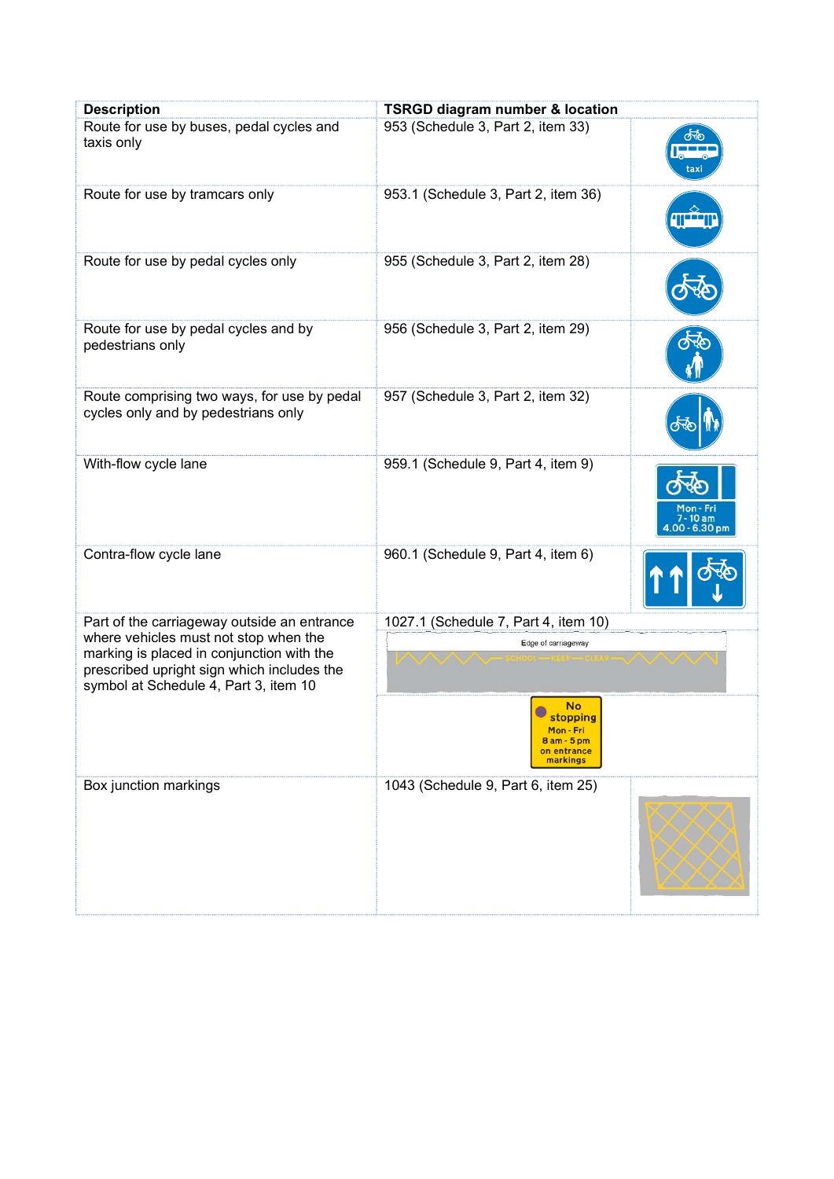| Description | TSRGD diagram number & location | |
|---|---|---|
| Route for use by buses, pedal cycles and taxis only | 953 (Schedule 3, Part 2, item 33) | taxi |
| Route for use by tramcars only | 953.1 (Schedule 3, Part 2, item 36) | |
| Route for use by pedal cycles only | 955 (Schedule 3, Part 2, item 28) | |
| Route for use by pedal cycles and by pedestrians only | 956 (Schedule 3, Part 2, item 29) | |
| Route comprising two ways, for use by pedal cycles only and by pedestrians only | 957 (Schedule 3, Part 2, item 32) | |
| With-flow cycle lane | 959.1 (Schedule 9, Part 4, item 9) | Mon - Fri 7 - 10 am 4.00 - 6.30 pm |
| Contra-flow cycle lane | 960.1 (Schedule 9, Part 4, item 6) | |
| Part of the carriageway outside an entrance where vehicles must not stop when the marking is placed in conjunction with the prescribed upright sign which includes the symbol at Schedule 4, Part 3, item 10 | 1027.1 (Schedule 7, Part 4, item 10) Edge of carriageway SCHOOL KEEP CLEAR | No stopping Mon - Fri 8 am - 5 pm on entrance markings |
| Box junction markings | 1043 (Schedule 9, Part 6, item 25) | |